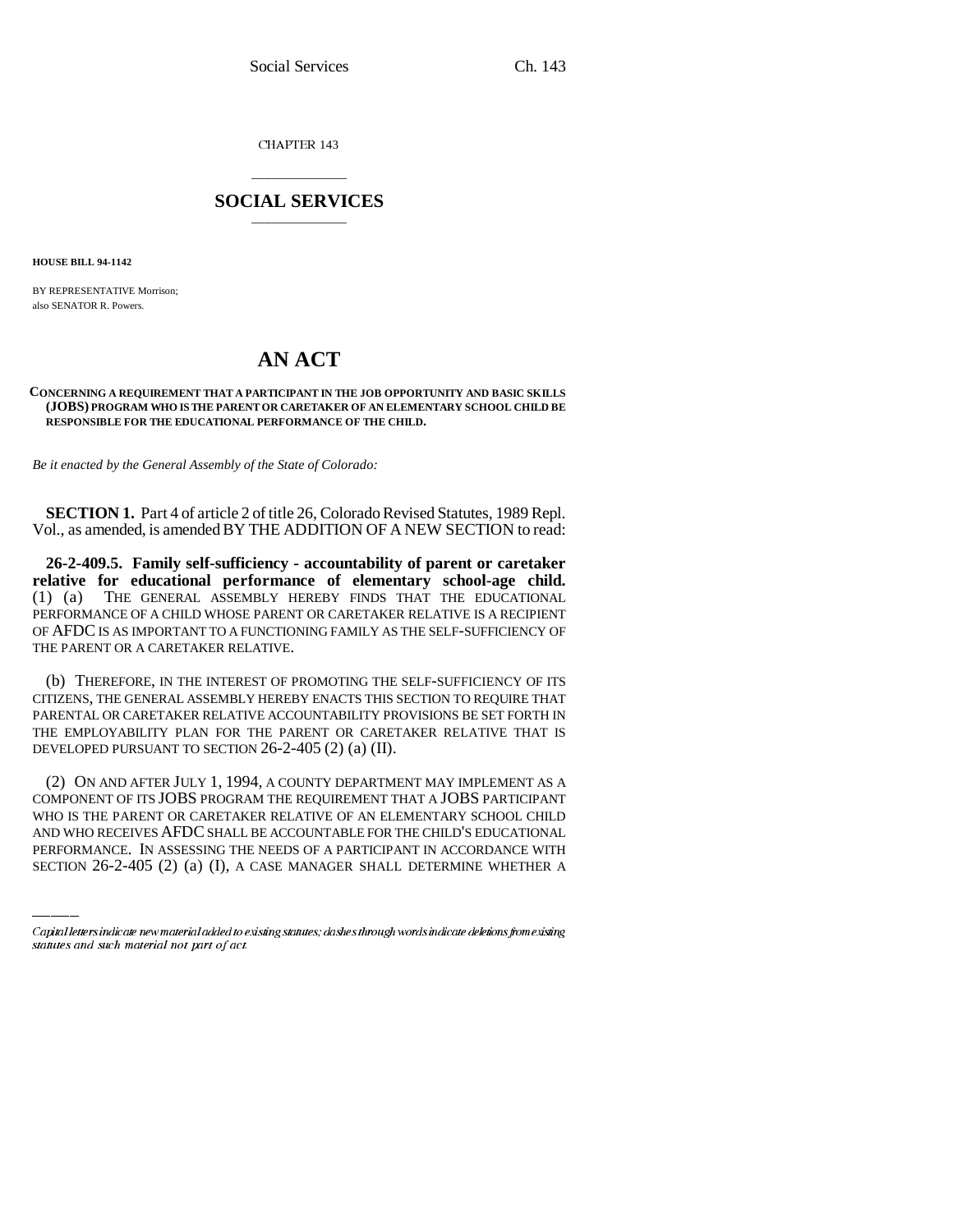CHAPTER 143

# SOCIAL SERVICES

**HOUSE BILL 94-1142**

BY REPRESENTATIVE Morrison;
also SENATOR R. Powers.

# AN ACT

**CONCERNING A REQUIREMENT THAT A PARTICIPANT IN THE JOB OPPORTUNITY AND BASIC SKILLS (JOBS) PROGRAM WHO IS THE PARENT OR CARETAKER OF AN ELEMENTARY SCHOOL CHILD BE RESPONSIBLE FOR THE EDUCATIONAL PERFORMANCE OF THE CHILD.**

*Be it enacted by the General Assembly of the State of Colorado:*

**SECTION 1.** Part 4 of article 2 of title 26, Colorado Revised Statutes, 1989 Repl. Vol., as amended, is amended BY THE ADDITION OF A NEW SECTION to read:

**26-2-409.5. Family self-sufficiency - accountability of parent or caretaker relative for educational performance of elementary school-age child.** (1) (a) THE GENERAL ASSEMBLY HEREBY FINDS THAT THE EDUCATIONAL PERFORMANCE OF A CHILD WHOSE PARENT OR CARETAKER RELATIVE IS A RECIPIENT OF AFDC IS AS IMPORTANT TO A FUNCTIONING FAMILY AS THE SELF-SUFFICIENCY OF THE PARENT OR A CARETAKER RELATIVE.

(b) THEREFORE, IN THE INTEREST OF PROMOTING THE SELF-SUFFICIENCY OF ITS CITIZENS, THE GENERAL ASSEMBLY HEREBY ENACTS THIS SECTION TO REQUIRE THAT PARENTAL OR CARETAKER RELATIVE ACCOUNTABILITY PROVISIONS BE SET FORTH IN THE EMPLOYABILITY PLAN FOR THE PARENT OR CARETAKER RELATIVE THAT IS DEVELOPED PURSUANT TO SECTION 26-2-405 (2) (a) (II).

(2) ON AND AFTER JULY 1, 1994, A COUNTY DEPARTMENT MAY IMPLEMENT AS A COMPONENT OF ITS JOBS PROGRAM THE REQUIREMENT THAT A JOBS PARTICIPANT WHO IS THE PARENT OR CARETAKER RELATIVE OF AN ELEMENTARY SCHOOL CHILD AND WHO RECEIVES AFDC SHALL BE ACCOUNTABLE FOR THE CHILD'S EDUCATIONAL PERFORMANCE. IN ASSESSING THE NEEDS OF A PARTICIPANT IN ACCORDANCE WITH SECTION 26-2-405 (2) (a) (I), A CASE MANAGER SHALL DETERMINE WHETHER A

Capital letters indicate new material added to existing statutes; dashes through words indicate deletions from existing statutes and such material not part of act.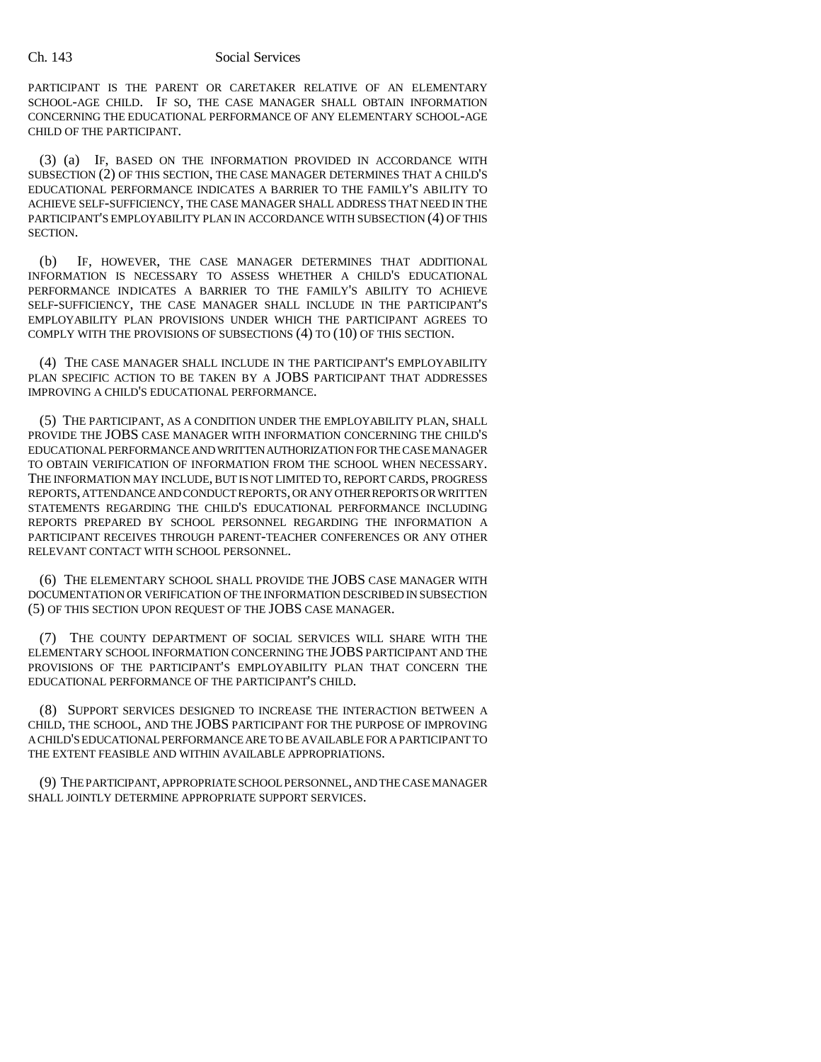PARTICIPANT IS THE PARENT OR CARETAKER RELATIVE OF AN ELEMENTARY SCHOOL-AGE CHILD. IF SO, THE CASE MANAGER SHALL OBTAIN INFORMATION CONCERNING THE EDUCATIONAL PERFORMANCE OF ANY ELEMENTARY SCHOOL-AGE CHILD OF THE PARTICIPANT.

(3) (a) IF, BASED ON THE INFORMATION PROVIDED IN ACCORDANCE WITH SUBSECTION (2) OF THIS SECTION, THE CASE MANAGER DETERMINES THAT A CHILD'S EDUCATIONAL PERFORMANCE INDICATES A BARRIER TO THE FAMILY'S ABILITY TO ACHIEVE SELF-SUFFICIENCY, THE CASE MANAGER SHALL ADDRESS THAT NEED IN THE PARTICIPANT'S EMPLOYABILITY PLAN IN ACCORDANCE WITH SUBSECTION (4) OF THIS SECTION.

(b) IF, HOWEVER, THE CASE MANAGER DETERMINES THAT ADDITIONAL INFORMATION IS NECESSARY TO ASSESS WHETHER A CHILD'S EDUCATIONAL PERFORMANCE INDICATES A BARRIER TO THE FAMILY'S ABILITY TO ACHIEVE SELF-SUFFICIENCY, THE CASE MANAGER SHALL INCLUDE IN THE PARTICIPANT'S EMPLOYABILITY PLAN PROVISIONS UNDER WHICH THE PARTICIPANT AGREES TO COMPLY WITH THE PROVISIONS OF SUBSECTIONS (4) TO (10) OF THIS SECTION.

(4) THE CASE MANAGER SHALL INCLUDE IN THE PARTICIPANT'S EMPLOYABILITY PLAN SPECIFIC ACTION TO BE TAKEN BY A JOBS PARTICIPANT THAT ADDRESSES IMPROVING A CHILD'S EDUCATIONAL PERFORMANCE.

(5) THE PARTICIPANT, AS A CONDITION UNDER THE EMPLOYABILITY PLAN, SHALL PROVIDE THE JOBS CASE MANAGER WITH INFORMATION CONCERNING THE CHILD'S EDUCATIONAL PERFORMANCE AND WRITTEN AUTHORIZATION FOR THE CASE MANAGER TO OBTAIN VERIFICATION OF INFORMATION FROM THE SCHOOL WHEN NECESSARY. THE INFORMATION MAY INCLUDE, BUT IS NOT LIMITED TO, REPORT CARDS, PROGRESS REPORTS, ATTENDANCE AND CONDUCT REPORTS, OR ANY OTHER REPORTS OR WRITTEN STATEMENTS REGARDING THE CHILD'S EDUCATIONAL PERFORMANCE INCLUDING REPORTS PREPARED BY SCHOOL PERSONNEL REGARDING THE INFORMATION A PARTICIPANT RECEIVES THROUGH PARENT-TEACHER CONFERENCES OR ANY OTHER RELEVANT CONTACT WITH SCHOOL PERSONNEL.

(6) THE ELEMENTARY SCHOOL SHALL PROVIDE THE JOBS CASE MANAGER WITH DOCUMENTATION OR VERIFICATION OF THE INFORMATION DESCRIBED IN SUBSECTION (5) OF THIS SECTION UPON REQUEST OF THE JOBS CASE MANAGER.

(7) THE COUNTY DEPARTMENT OF SOCIAL SERVICES WILL SHARE WITH THE ELEMENTARY SCHOOL INFORMATION CONCERNING THE JOBS PARTICIPANT AND THE PROVISIONS OF THE PARTICIPANT'S EMPLOYABILITY PLAN THAT CONCERN THE EDUCATIONAL PERFORMANCE OF THE PARTICIPANT'S CHILD.

(8) SUPPORT SERVICES DESIGNED TO INCREASE THE INTERACTION BETWEEN A CHILD, THE SCHOOL, AND THE JOBS PARTICIPANT FOR THE PURPOSE OF IMPROVING A CHILD'S EDUCATIONAL PERFORMANCE ARE TO BE AVAILABLE FOR A PARTICIPANT TO THE EXTENT FEASIBLE AND WITHIN AVAILABLE APPROPRIATIONS.

(9) THE PARTICIPANT, APPROPRIATE SCHOOL PERSONNEL, AND THE CASE MANAGER SHALL JOINTLY DETERMINE APPROPRIATE SUPPORT SERVICES.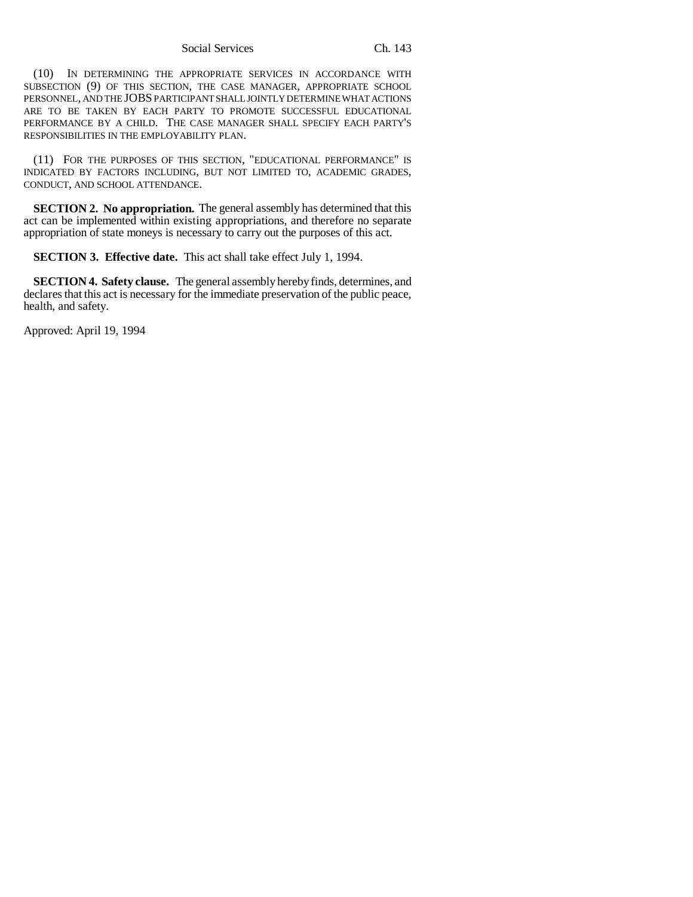(10) IN DETERMINING THE APPROPRIATE SERVICES IN ACCORDANCE WITH SUBSECTION (9) OF THIS SECTION, THE CASE MANAGER, APPROPRIATE SCHOOL PERSONNEL, AND THE JOBS PARTICIPANT SHALL JOINTLY DETERMINE WHAT ACTIONS ARE TO BE TAKEN BY EACH PARTY TO PROMOTE SUCCESSFUL EDUCATIONAL PERFORMANCE BY A CHILD. THE CASE MANAGER SHALL SPECIFY EACH PARTY'S RESPONSIBILITIES IN THE EMPLOYABILITY PLAN.

(11) FOR THE PURPOSES OF THIS SECTION, "EDUCATIONAL PERFORMANCE" IS INDICATED BY FACTORS INCLUDING, BUT NOT LIMITED TO, ACADEMIC GRADES, CONDUCT, AND SCHOOL ATTENDANCE.

**SECTION 2. No appropriation.** The general assembly has determined that this act can be implemented within existing appropriations, and therefore no separate appropriation of state moneys is necessary to carry out the purposes of this act.

**SECTION 3. Effective date.** This act shall take effect July 1, 1994.

**SECTION 4. Safety clause.** The general assembly hereby finds, determines, and declares that this act is necessary for the immediate preservation of the public peace, health, and safety.

Approved: April 19, 1994